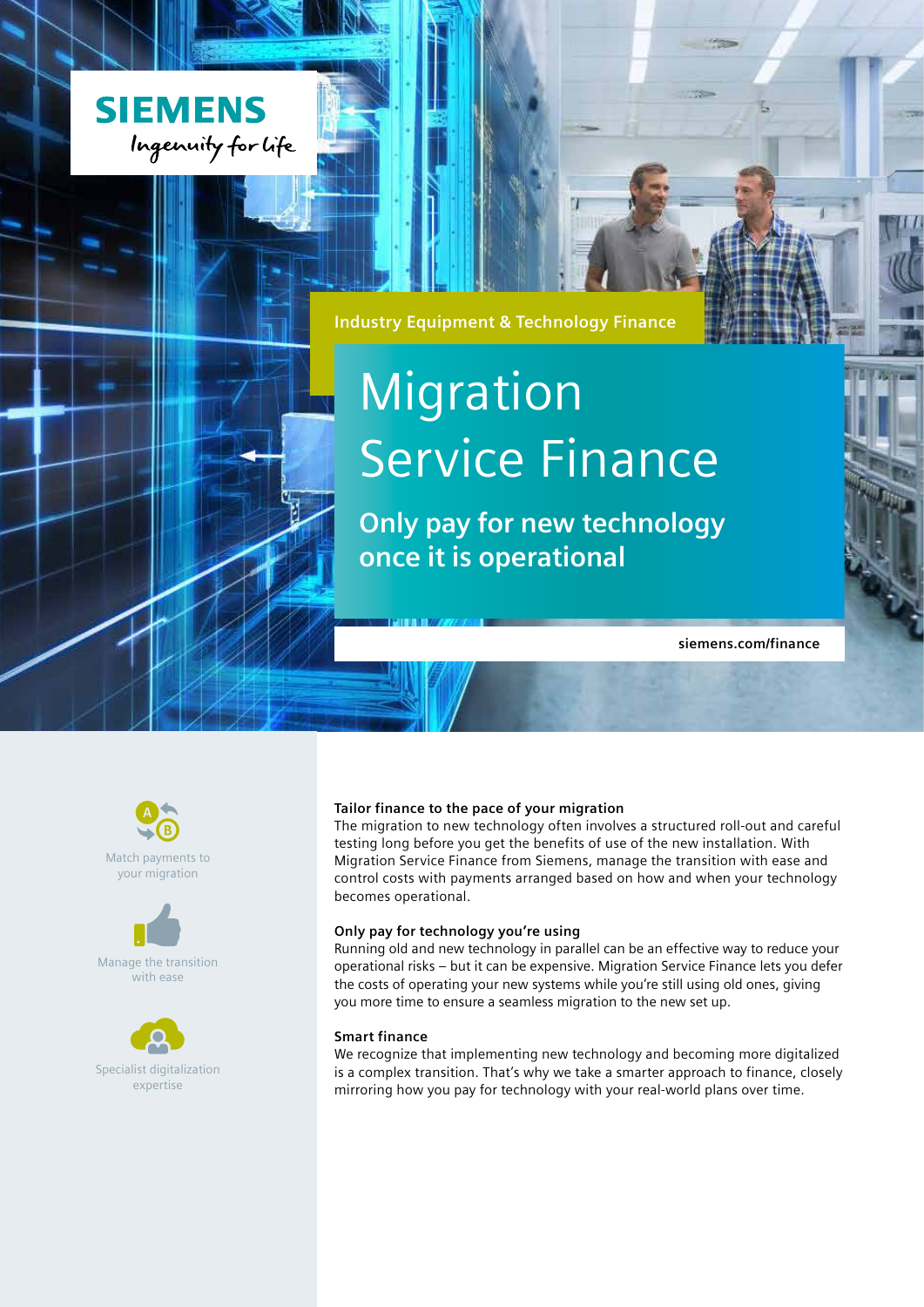SIEMENS
Ingenuity for life

Industry Equipment & Technology Finance

# Migration Service Finance

## Only pay for new technology once it is operational

siemens.com/finance

Match payments to your migration

Manage the transition with ease

Specialist digitalization expertise

### Tailor finance to the pace of your migration

The migration to new technology often involves a structured roll-out and careful testing long before you get the benefits of use of the new installation. With Migration Service Finance from Siemens, manage the transition with ease and control costs with payments arranged based on how and when your technology becomes operational.

### Only pay for technology you're using

Running old and new technology in parallel can be an effective way to reduce your operational risks – but it can be expensive. Migration Service Finance lets you defer the costs of operating your new systems while you're still using old ones, giving you more time to ensure a seamless migration to the new set up.

### Smart finance

We recognize that implementing new technology and becoming more digitalized is a complex transition. That's why we take a smarter approach to finance, closely mirroring how you pay for technology with your real-world plans over time.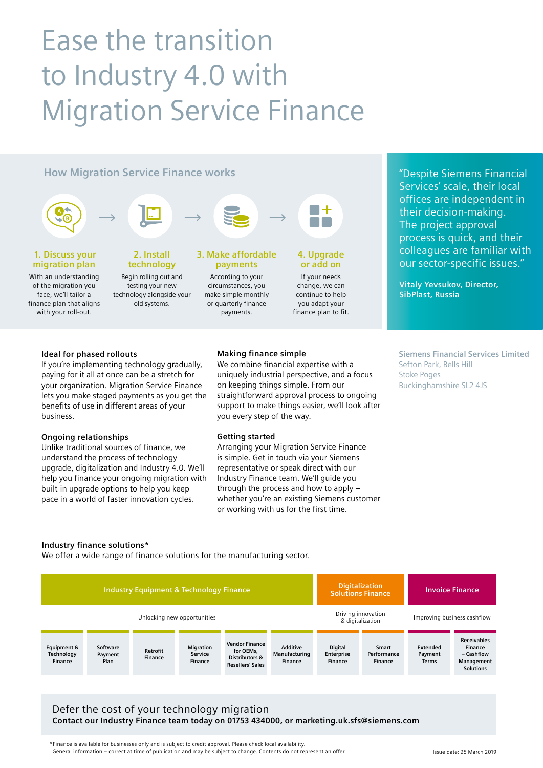# Ease the transition to Industry 4.0 with Migration Service Finance

## How Migration Service Finance works

**1. Discuss your migration plan**
With an understanding of the migration you face, we'll tailor a finance plan that aligns with your roll-out.

**2. Install technology**
Begin rolling out and testing your new technology alongside your old systems.

**3. Make affordable payments**
According to your circumstances, you make simple monthly or quarterly finance payments.

**4. Upgrade or add on**
If your needs change, we can continue to help you adapt your finance plan to fit.

"Despite Siemens Financial Services' scale, their local offices are independent in their decision-making. The project approval process is quick, and their colleagues are familiar with our sector-specific issues."

**Vitaly Yevsukov, Director, SibPlast, Russia**

### Ideal for phased rollouts
If you're implementing technology gradually, paying for it all at once can be a stretch for your organization. Migration Service Finance lets you make staged payments as you get the benefits of use in different areas of your business.

### Ongoing relationships
Unlike traditional sources of finance, we understand the process of technology upgrade, digitalization and Industry 4.0. We'll help you finance your ongoing migration with built-in upgrade options to help you keep pace in a world of faster innovation cycles.

### Making finance simple
We combine financial expertise with a uniquely industrial perspective, and a focus on keeping things simple. From our straightforward approval process to ongoing support to make things easier, we'll look after you every step of the way.

### Getting started
Arranging your Migration Service Finance is simple. Get in touch via your Siemens representative or speak direct with our Industry Finance team. We'll guide you through the process and how to apply – whether you're an existing Siemens customer or working with us for the first time.

**Siemens Financial Services Limited**
Sefton Park, Bells Hill
Stoke Poges
Buckinghamshire SL2 4JS

### Industry finance solutions*
We offer a wide range of finance solutions for the manufacturing sector.

| Industry Equipment & Technology Finance | | | | | | Digitalization Solutions Finance | | Invoice Finance | |
|---|---|---|---|---|---|---|---|---|---|
| Unlocking new opportunities | | | | | | Driving innovation & digitalization | | Improving business cashflow | |
| Equipment & Technology Finance | Software Payment Plan | Retrofit Finance | Migration Service Finance | Vendor Finance for OEMs, Distributors & Resellers' Sales | Additive Manufacturing Finance | Digital Enterprise Finance | Smart Performance Finance | Extended Payment Terms | Receivables Finance – Cashflow Management Solutions |

## Defer the cost of your technology migration
**Contact our Industry Finance team today on 01753 434000, or marketing.uk.sfs@siemens.com**

*Finance is available for businesses only and is subject to credit approval. Please check local availability.
General information – correct at time of publication and may be subject to change. Contents do not represent an offer.

Issue date: 25 March 2019